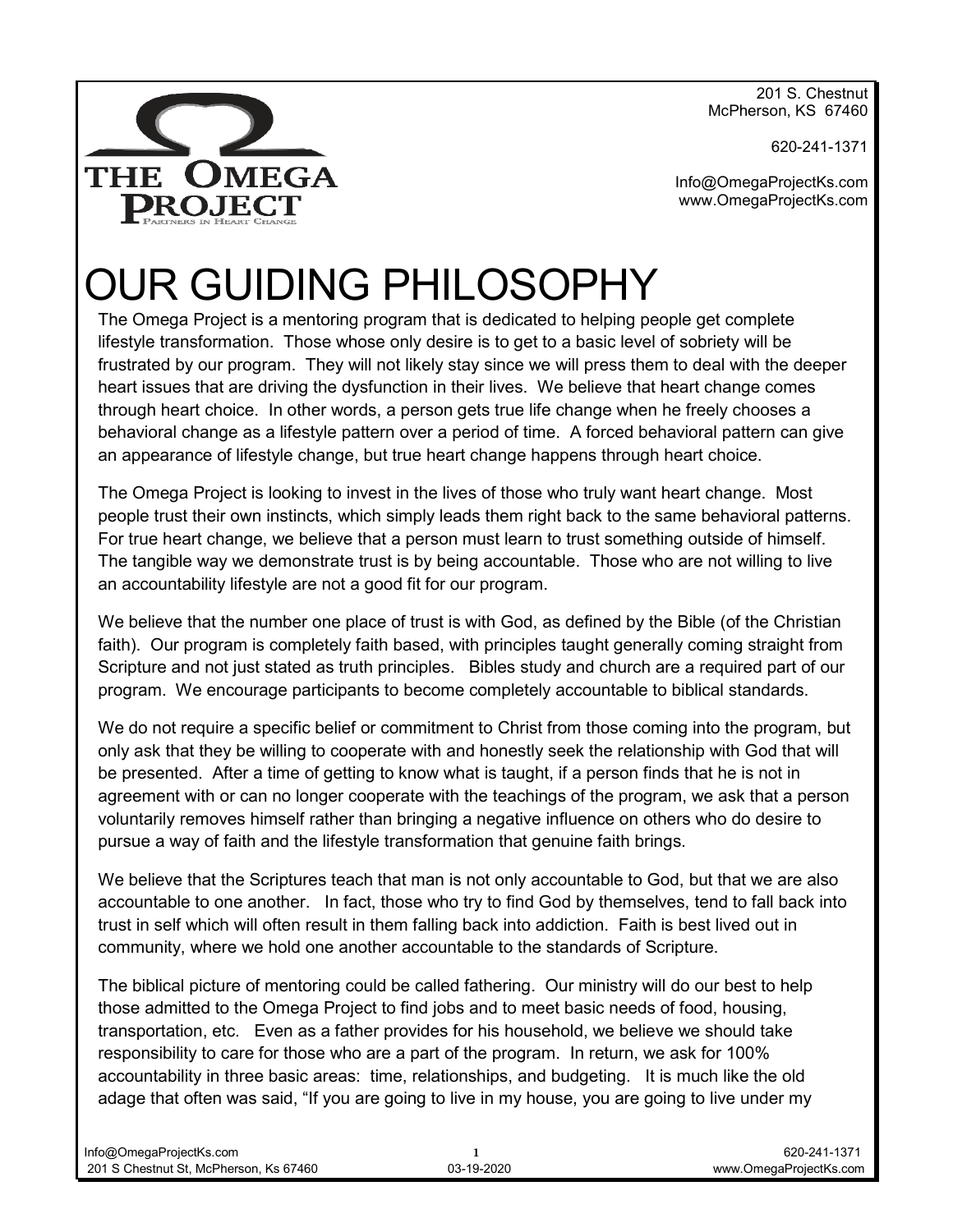THE OMEGA PROJECT
Partners in Heart Change

201 S. Chestnut
McPherson, KS 67460

620-241-1371

Info@OmegaProjectKs.com
www.OmegaProjectKs.com

# OUR GUIDING PHILOSOPHY

The Omega Project is a mentoring program that is dedicated to helping people get complete lifestyle transformation. Those whose only desire is to get to a basic level of sobriety will be frustrated by our program. They will not likely stay since we will press them to deal with the deeper heart issues that are driving the dysfunction in their lives. We believe that heart change comes through heart choice. In other words, a person gets true life change when he freely chooses a behavioral change as a lifestyle pattern over a period of time. A forced behavioral pattern can give an appearance of lifestyle change, but true heart change happens through heart choice.

The Omega Project is looking to invest in the lives of those who truly want heart change. Most people trust their own instincts, which simply leads them right back to the same behavioral patterns. For true heart change, we believe that a person must learn to trust something outside of himself. The tangible way we demonstrate trust is by being accountable. Those who are not willing to live an accountability lifestyle are not a good fit for our program.

We believe that the number one place of trust is with God, as defined by the Bible (of the Christian faith). Our program is completely faith based, with principles taught generally coming straight from Scripture and not just stated as truth principles. Bibles study and church are a required part of our program. We encourage participants to become completely accountable to biblical standards.

We do not require a specific belief or commitment to Christ from those coming into the program, but only ask that they be willing to cooperate with and honestly seek the relationship with God that will be presented. After a time of getting to know what is taught, if a person finds that he is not in agreement with or can no longer cooperate with the teachings of the program, we ask that a person voluntarily removes himself rather than bringing a negative influence on others who do desire to pursue a way of faith and the lifestyle transformation that genuine faith brings.

We believe that the Scriptures teach that man is not only accountable to God, but that we are also accountable to one another. In fact, those who try to find God by themselves, tend to fall back into trust in self which will often result in them falling back into addiction. Faith is best lived out in community, where we hold one another accountable to the standards of Scripture.

The biblical picture of mentoring could be called fathering. Our ministry will do our best to help those admitted to the Omega Project to find jobs and to meet basic needs of food, housing, transportation, etc. Even as a father provides for his household, we believe we should take responsibility to care for those who are a part of the program. In return, we ask for 100% accountability in three basic areas: time, relationships, and budgeting. It is much like the old adage that often was said, "If you are going to live in my house, you are going to live under my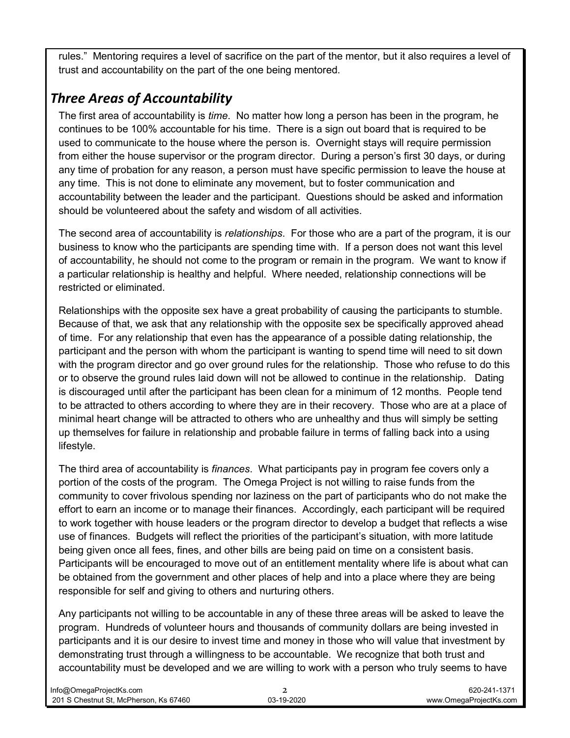rules." Mentoring requires a level of sacrifice on the part of the mentor, but it also requires a level of trust and accountability on the part of the one being mentored.

## *Three Areas of Accountability*

The first area of accountability is *time*. No matter how long a person has been in the program, he continues to be 100% accountable for his time. There is a sign out board that is required to be used to communicate to the house where the person is. Overnight stays will require permission from either the house supervisor or the program director. During a person's first 30 days, or during any time of probation for any reason, a person must have specific permission to leave the house at any time. This is not done to eliminate any movement, but to foster communication and accountability between the leader and the participant. Questions should be asked and information should be volunteered about the safety and wisdom of all activities.

The second area of accountability is *relationships*. For those who are a part of the program, it is our business to know who the participants are spending time with. If a person does not want this level of accountability, he should not come to the program or remain in the program. We want to know if a particular relationship is healthy and helpful. Where needed, relationship connections will be restricted or eliminated.

Relationships with the opposite sex have a great probability of causing the participants to stumble. Because of that, we ask that any relationship with the opposite sex be specifically approved ahead of time. For any relationship that even has the appearance of a possible dating relationship, the participant and the person with whom the participant is wanting to spend time will need to sit down with the program director and go over ground rules for the relationship. Those who refuse to do this or to observe the ground rules laid down will not be allowed to continue in the relationship. Dating is discouraged until after the participant has been clean for a minimum of 12 months. People tend to be attracted to others according to where they are in their recovery. Those who are at a place of minimal heart change will be attracted to others who are unhealthy and thus will simply be setting up themselves for failure in relationship and probable failure in terms of falling back into a using lifestyle.

The third area of accountability is *finances*. What participants pay in program fee covers only a portion of the costs of the program. The Omega Project is not willing to raise funds from the community to cover frivolous spending nor laziness on the part of participants who do not make the effort to earn an income or to manage their finances. Accordingly, each participant will be required to work together with house leaders or the program director to develop a budget that reflects a wise use of finances. Budgets will reflect the priorities of the participant's situation, with more latitude being given once all fees, fines, and other bills are being paid on time on a consistent basis. Participants will be encouraged to move out of an entitlement mentality where life is about what can be obtained from the government and other places of help and into a place where they are being responsible for self and giving to others and nurturing others.

Any participants not willing to be accountable in any of these three areas will be asked to leave the program. Hundreds of volunteer hours and thousands of community dollars are being invested in participants and it is our desire to invest time and money in those who will value that investment by demonstrating trust through a willingness to be accountable. We recognize that both trust and accountability must be developed and we are willing to work with a person who truly seems to have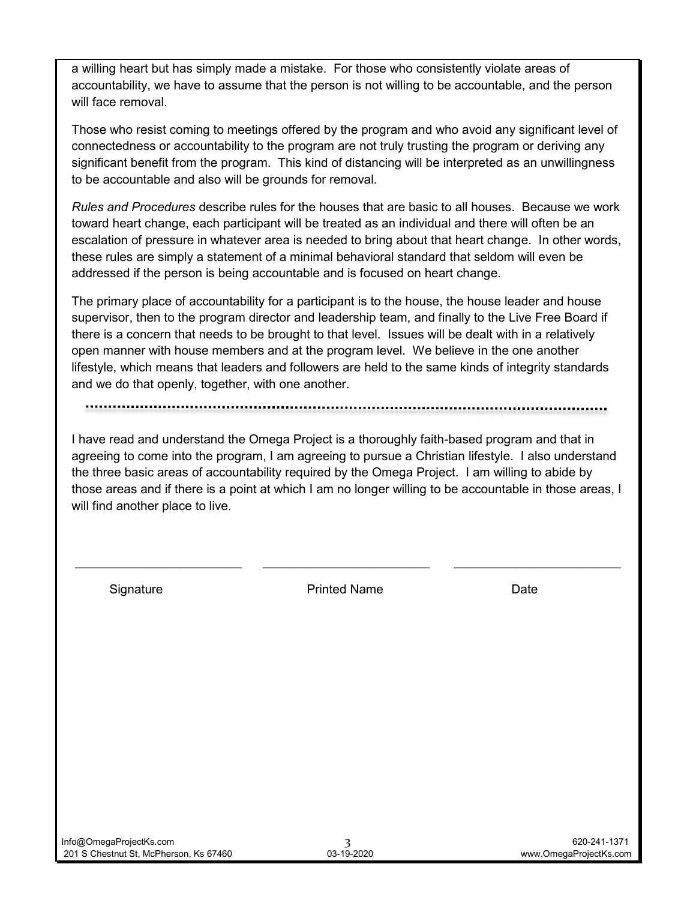a willing heart but has simply made a mistake. For those who consistently violate areas of accountability, we have to assume that the person is not willing to be accountable, and the person will face removal.

Those who resist coming to meetings offered by the program and who avoid any significant level of connectedness or accountability to the program are not truly trusting the program or deriving any significant benefit from the program. This kind of distancing will be interpreted as an unwillingness to be accountable and also will be grounds for removal.

*Rules and Procedures* describe rules for the houses that are basic to all houses. Because we work toward heart change, each participant will be treated as an individual and there will often be an escalation of pressure in whatever area is needed to bring about that heart change. In other words, these rules are simply a statement of a minimal behavioral standard that seldom will even be addressed if the person is being accountable and is focused on heart change.

The primary place of accountability for a participant is to the house, the house leader and house supervisor, then to the program director and leadership team, and finally to the Live Free Board if there is a concern that needs to be brought to that level. Issues will be dealt with in a relatively open manner with house members and at the program level. We believe in the one another lifestyle, which means that leaders and followers are held to the same kinds of integrity standards and we do that openly, together, with one another.

---

I have read and understand the Omega Project is a thoroughly faith-based program and that in agreeing to come into the program, I am agreeing to pursue a Christian lifestyle. I also understand the three basic areas of accountability required by the Omega Project. I am willing to abide by those areas and if there is a point at which I am no longer willing to be accountable in those areas, I will find another place to live.

| \_\_\_\_\_\_\_\_\_\_\_\_\_\_\_\_\_\_\_\_ | \_\_\_\_\_\_\_\_\_\_\_\_\_\_\_\_\_\_\_\_ | \_\_\_\_\_\_\_\_\_\_\_\_\_\_\_\_\_\_\_\_ |
| --- | --- | --- |
| Signature | Printed Name | Date |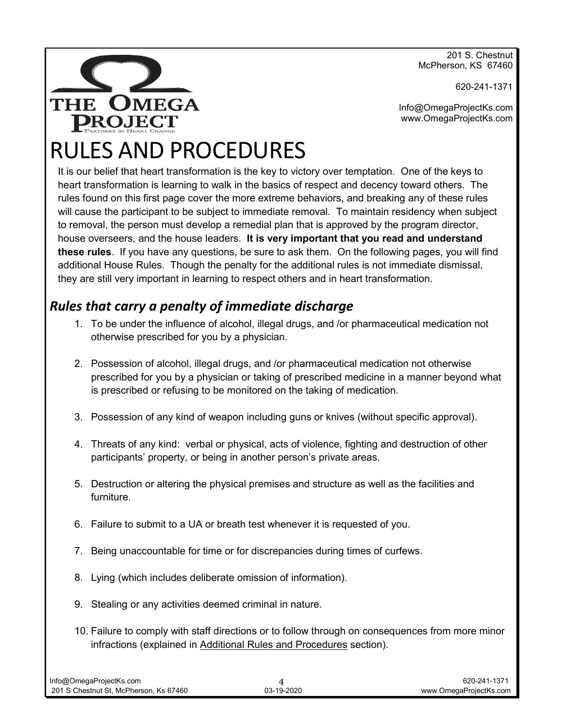201 S. Chestnut
McPherson, KS 67460

620-241-1371

Info@OmegaProjectKs.com
www.OmegaProjectKs.com

THE OMEGA PROJECT
PARTNERS IN HEART CHANGE

# RULES AND PROCEDURES

It is our belief that heart transformation is the key to victory over temptation. One of the keys to heart transformation is learning to walk in the basics of respect and decency toward others. The rules found on this first page cover the more extreme behaviors, and breaking any of these rules will cause the participant to be subject to immediate removal. To maintain residency when subject to removal, the person must develop a remedial plan that is approved by the program director, house overseers, and the house leaders. **It is very important that you read and understand these rules**. If you have any questions, be sure to ask them. On the following pages, you will find additional House Rules. Though the penalty for the additional rules is not immediate dismissal, they are still very important in learning to respect others and in heart transformation.

## *Rules that carry a penalty of immediate discharge*

1. To be under the influence of alcohol, illegal drugs, and /or pharmaceutical medication not otherwise prescribed for you by a physician.
2. Possession of alcohol, illegal drugs, and /or pharmaceutical medication not otherwise prescribed for you by a physician or taking of prescribed medicine in a manner beyond what is prescribed or refusing to be monitored on the taking of medication.
3. Possession of any kind of weapon including guns or knives (without specific approval).
4. Threats of any kind: verbal or physical, acts of violence, fighting and destruction of other participants' property, or being in another person's private areas.
5. Destruction or altering the physical premises and structure as well as the facilities and furniture.
6. Failure to submit to a UA or breath test whenever it is requested of you.
7. Being unaccountable for time or for discrepancies during times of curfews.
8. Lying (which includes deliberate omission of information).
9. Stealing or any activities deemed criminal in nature.
10. Failure to comply with staff directions or to follow through on consequences from more minor infractions (explained in Additional Rules and Procedures section).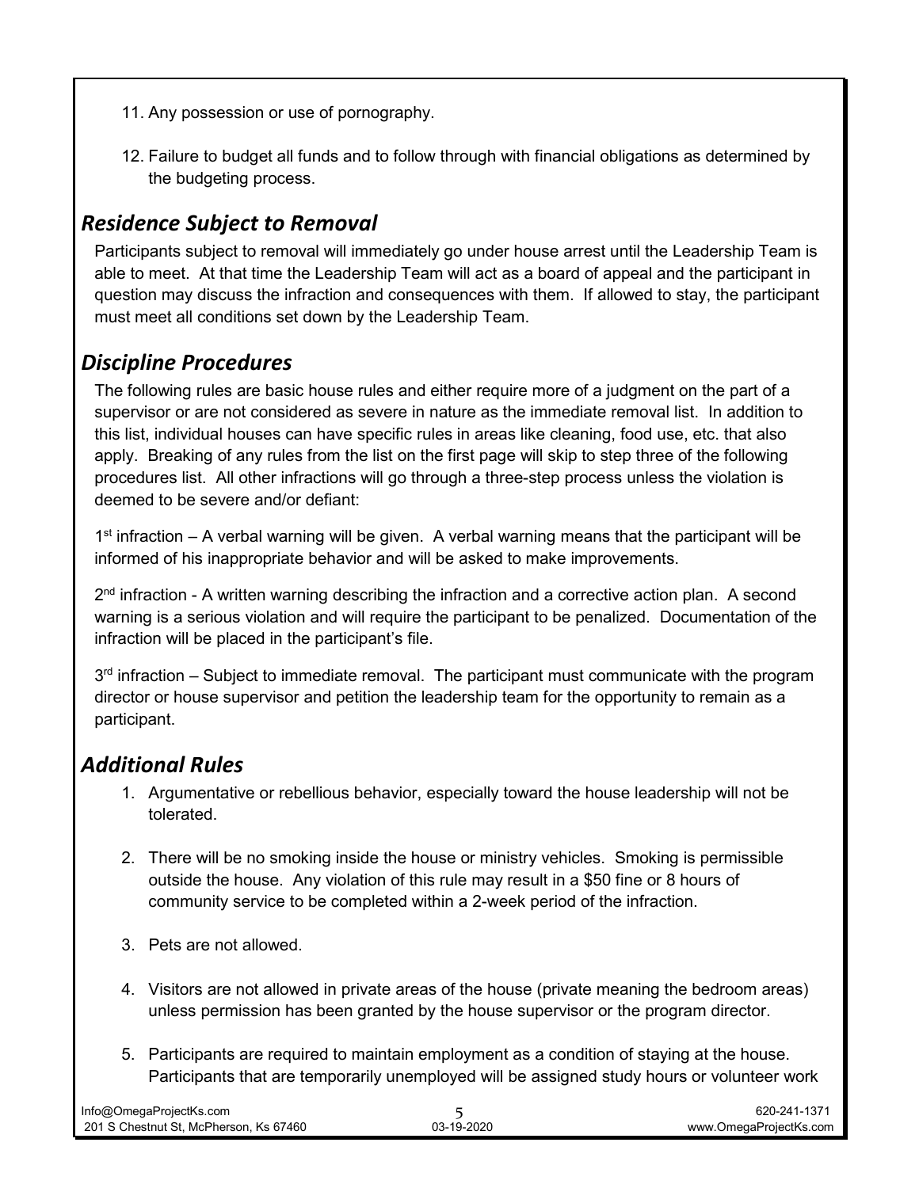11. Any possession or use of pornography.

12. Failure to budget all funds and to follow through with financial obligations as determined by the budgeting process.

## *Residence Subject to Removal*

Participants subject to removal will immediately go under house arrest until the Leadership Team is able to meet. At that time the Leadership Team will act as a board of appeal and the participant in question may discuss the infraction and consequences with them. If allowed to stay, the participant must meet all conditions set down by the Leadership Team.

## *Discipline Procedures*

The following rules are basic house rules and either require more of a judgment on the part of a supervisor or are not considered as severe in nature as the immediate removal list. In addition to this list, individual houses can have specific rules in areas like cleaning, food use, etc. that also apply. Breaking of any rules from the list on the first page will skip to step three of the following procedures list. All other infractions will go through a three-step process unless the violation is deemed to be severe and/or defiant:

1st infraction – A verbal warning will be given. A verbal warning means that the participant will be informed of his inappropriate behavior and will be asked to make improvements.

2nd infraction - A written warning describing the infraction and a corrective action plan. A second warning is a serious violation and will require the participant to be penalized. Documentation of the infraction will be placed in the participant's file.

3rd infraction – Subject to immediate removal. The participant must communicate with the program director or house supervisor and petition the leadership team for the opportunity to remain as a participant.

## *Additional Rules*

1. Argumentative or rebellious behavior, especially toward the house leadership will not be tolerated.

2. There will be no smoking inside the house or ministry vehicles. Smoking is permissible outside the house. Any violation of this rule may result in a $50 fine or 8 hours of community service to be completed within a 2-week period of the infraction.

3. Pets are not allowed.

4. Visitors are not allowed in private areas of the house (private meaning the bedroom areas) unless permission has been granted by the house supervisor or the program director.

5. Participants are required to maintain employment as a condition of staying at the house. Participants that are temporarily unemployed will be assigned study hours or volunteer work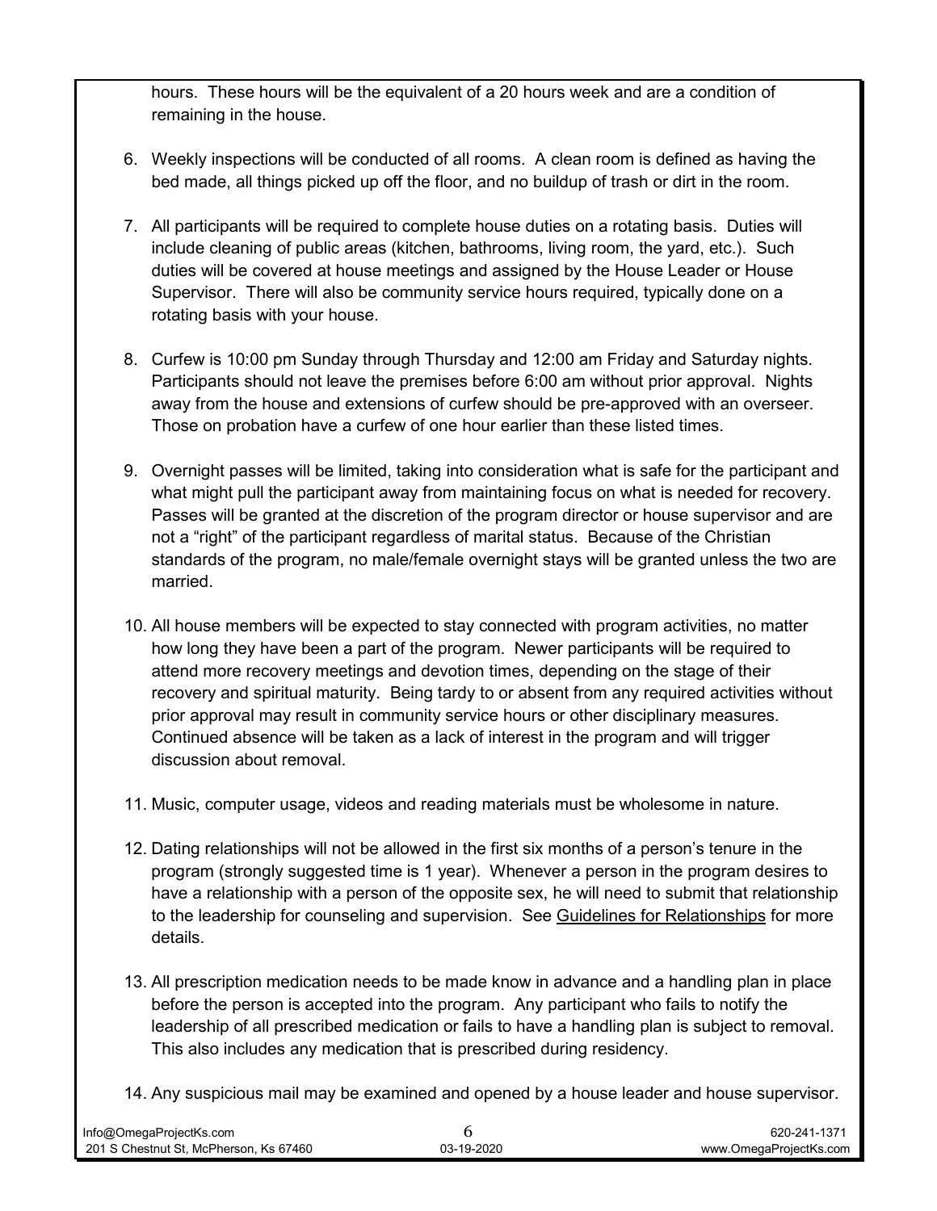hours. These hours will be the equivalent of a 20 hours week and are a condition of remaining in the house.

6. Weekly inspections will be conducted of all rooms. A clean room is defined as having the bed made, all things picked up off the floor, and no buildup of trash or dirt in the room.

7. All participants will be required to complete house duties on a rotating basis. Duties will include cleaning of public areas (kitchen, bathrooms, living room, the yard, etc.). Such duties will be covered at house meetings and assigned by the House Leader or House Supervisor. There will also be community service hours required, typically done on a rotating basis with your house.

8. Curfew is 10:00 pm Sunday through Thursday and 12:00 am Friday and Saturday nights. Participants should not leave the premises before 6:00 am without prior approval. Nights away from the house and extensions of curfew should be pre-approved with an overseer. Those on probation have a curfew of one hour earlier than these listed times.

9. Overnight passes will be limited, taking into consideration what is safe for the participant and what might pull the participant away from maintaining focus on what is needed for recovery. Passes will be granted at the discretion of the program director or house supervisor and are not a "right" of the participant regardless of marital status. Because of the Christian standards of the program, no male/female overnight stays will be granted unless the two are married.

10. All house members will be expected to stay connected with program activities, no matter how long they have been a part of the program. Newer participants will be required to attend more recovery meetings and devotion times, depending on the stage of their recovery and spiritual maturity. Being tardy to or absent from any required activities without prior approval may result in community service hours or other disciplinary measures. Continued absence will be taken as a lack of interest in the program and will trigger discussion about removal.

11. Music, computer usage, videos and reading materials must be wholesome in nature.

12. Dating relationships will not be allowed in the first six months of a person's tenure in the program (strongly suggested time is 1 year). Whenever a person in the program desires to have a relationship with a person of the opposite sex, he will need to submit that relationship to the leadership for counseling and supervision. See Guidelines for Relationships for more details.

13. All prescription medication needs to be made know in advance and a handling plan in place before the person is accepted into the program. Any participant who fails to notify the leadership of all prescribed medication or fails to have a handling plan is subject to removal. This also includes any medication that is prescribed during residency.

14. Any suspicious mail may be examined and opened by a house leader and house supervisor.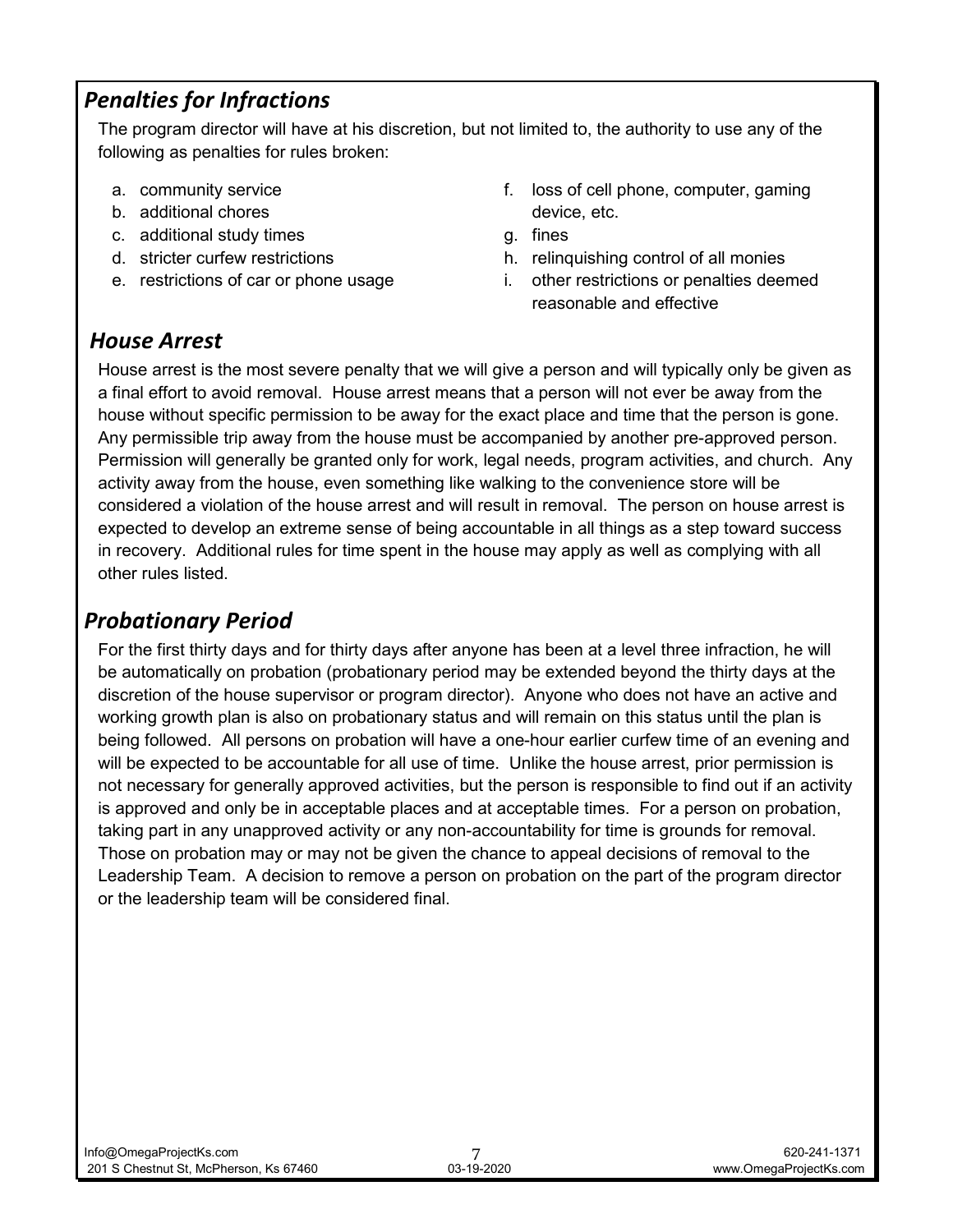## *Penalties for Infractions*

The program director will have at his discretion, but not limited to, the authority to use any of the following as penalties for rules broken:

a. community service
b. additional chores
c. additional study times
d. stricter curfew restrictions
e. restrictions of car or phone usage
f. loss of cell phone, computer, gaming device, etc.
g. fines
h. relinquishing control of all monies
i. other restrictions or penalties deemed reasonable and effective

## *House Arrest*

House arrest is the most severe penalty that we will give a person and will typically only be given as a final effort to avoid removal. House arrest means that a person will not ever be away from the house without specific permission to be away for the exact place and time that the person is gone. Any permissible trip away from the house must be accompanied by another pre-approved person. Permission will generally be granted only for work, legal needs, program activities, and church. Any activity away from the house, even something like walking to the convenience store will be considered a violation of the house arrest and will result in removal. The person on house arrest is expected to develop an extreme sense of being accountable in all things as a step toward success in recovery. Additional rules for time spent in the house may apply as well as complying with all other rules listed.

## *Probationary Period*

For the first thirty days and for thirty days after anyone has been at a level three infraction, he will be automatically on probation (probationary period may be extended beyond the thirty days at the discretion of the house supervisor or program director). Anyone who does not have an active and working growth plan is also on probationary status and will remain on this status until the plan is being followed. All persons on probation will have a one-hour earlier curfew time of an evening and will be expected to be accountable for all use of time. Unlike the house arrest, prior permission is not necessary for generally approved activities, but the person is responsible to find out if an activity is approved and only be in acceptable places and at acceptable times. For a person on probation, taking part in any unapproved activity or any non-accountability for time is grounds for removal. Those on probation may or may not be given the chance to appeal decisions of removal to the Leadership Team. A decision to remove a person on probation on the part of the program director or the leadership team will be considered final.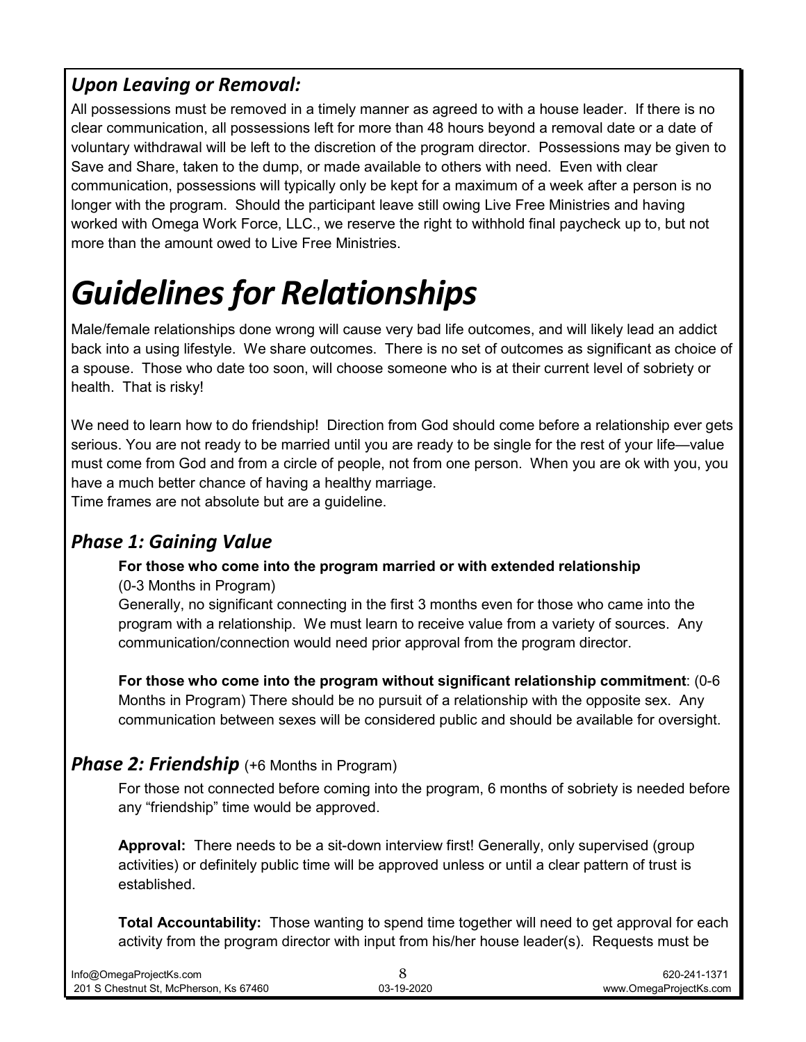### *Upon Leaving or Removal:*

All possessions must be removed in a timely manner as agreed to with a house leader. If there is no clear communication, all possessions left for more than 48 hours beyond a removal date or a date of voluntary withdrawal will be left to the discretion of the program director. Possessions may be given to Save and Share, taken to the dump, or made available to others with need. Even with clear communication, possessions will typically only be kept for a maximum of a week after a person is no longer with the program. Should the participant leave still owing Live Free Ministries and having worked with Omega Work Force, LLC., we reserve the right to withhold final paycheck up to, but not more than the amount owed to Live Free Ministries.

# *Guidelines for Relationships*

Male/female relationships done wrong will cause very bad life outcomes, and will likely lead an addict back into a using lifestyle. We share outcomes. There is no set of outcomes as significant as choice of a spouse. Those who date too soon, will choose someone who is at their current level of sobriety or health. That is risky!

We need to learn how to do friendship! Direction from God should come before a relationship ever gets serious. You are not ready to be married until you are ready to be single for the rest of your life—value must come from God and from a circle of people, not from one person. When you are ok with you, you have a much better chance of having a healthy marriage.
Time frames are not absolute but are a guideline.

## *Phase 1: Gaining Value*

**For those who come into the program married or with extended relationship**
(0-3 Months in Program)
Generally, no significant connecting in the first 3 months even for those who came into the program with a relationship. We must learn to receive value from a variety of sources. Any communication/connection would need prior approval from the program director.

**For those who come into the program without significant relationship commitment**: (0-6 Months in Program) There should be no pursuit of a relationship with the opposite sex. Any communication between sexes will be considered public and should be available for oversight.

## *Phase 2: Friendship* (+6 Months in Program)

For those not connected before coming into the program, 6 months of sobriety is needed before any "friendship" time would be approved.

**Approval:** There needs to be a sit-down interview first! Generally, only supervised (group activities) or definitely public time will be approved unless or until a clear pattern of trust is established.

**Total Accountability:** Those wanting to spend time together will need to get approval for each activity from the program director with input from his/her house leader(s). Requests must be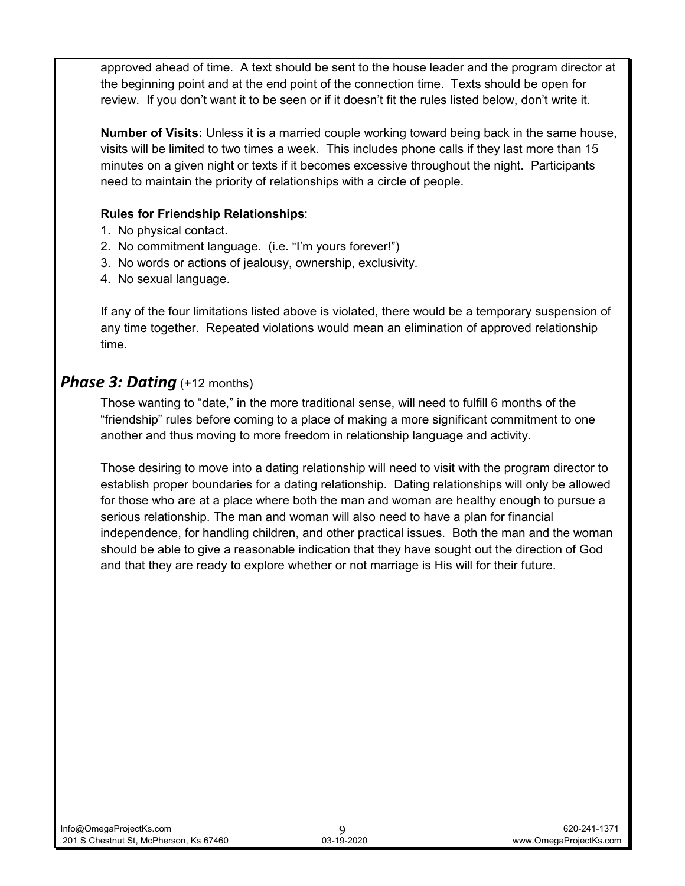approved ahead of time. A text should be sent to the house leader and the program director at the beginning point and at the end point of the connection time. Texts should be open for review. If you don't want it to be seen or if it doesn't fit the rules listed below, don't write it.

**Number of Visits:** Unless it is a married couple working toward being back in the same house, visits will be limited to two times a week. This includes phone calls if they last more than 15 minutes on a given night or texts if it becomes excessive throughout the night. Participants need to maintain the priority of relationships with a circle of people.

**Rules for Friendship Relationships**:

1. No physical contact.
2. No commitment language. (i.e. "I'm yours forever!")
3. No words or actions of jealousy, ownership, exclusivity.
4. No sexual language.

If any of the four limitations listed above is violated, there would be a temporary suspension of any time together. Repeated violations would mean an elimination of approved relationship time.

## ***Phase 3: Dating*** (+12 months)

Those wanting to "date," in the more traditional sense, will need to fulfill 6 months of the "friendship" rules before coming to a place of making a more significant commitment to one another and thus moving to more freedom in relationship language and activity.

Those desiring to move into a dating relationship will need to visit with the program director to establish proper boundaries for a dating relationship. Dating relationships will only be allowed for those who are at a place where both the man and woman are healthy enough to pursue a serious relationship. The man and woman will also need to have a plan for financial independence, for handling children, and other practical issues. Both the man and the woman should be able to give a reasonable indication that they have sought out the direction of God and that they are ready to explore whether or not marriage is His will for their future.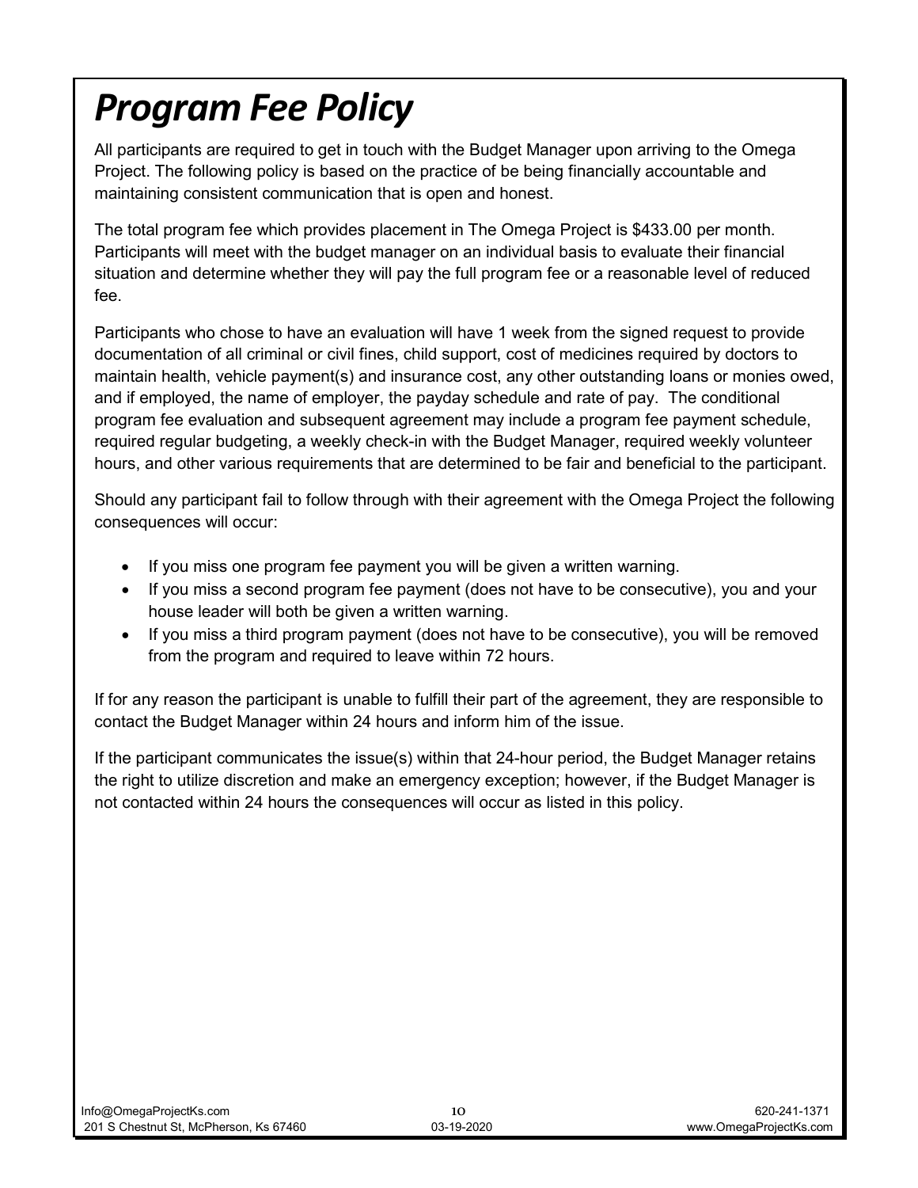# *Program Fee Policy*

All participants are required to get in touch with the Budget Manager upon arriving to the Omega Project. The following policy is based on the practice of be being financially accountable and maintaining consistent communication that is open and honest.

The total program fee which provides placement in The Omega Project is $433.00 per month. Participants will meet with the budget manager on an individual basis to evaluate their financial situation and determine whether they will pay the full program fee or a reasonable level of reduced fee.

Participants who chose to have an evaluation will have 1 week from the signed request to provide documentation of all criminal or civil fines, child support, cost of medicines required by doctors to maintain health, vehicle payment(s) and insurance cost, any other outstanding loans or monies owed, and if employed, the name of employer, the payday schedule and rate of pay. The conditional program fee evaluation and subsequent agreement may include a program fee payment schedule, required regular budgeting, a weekly check-in with the Budget Manager, required weekly volunteer hours, and other various requirements that are determined to be fair and beneficial to the participant.

Should any participant fail to follow through with their agreement with the Omega Project the following consequences will occur:

- If you miss one program fee payment you will be given a written warning.
- If you miss a second program fee payment (does not have to be consecutive), you and your house leader will both be given a written warning.
- If you miss a third program payment (does not have to be consecutive), you will be removed from the program and required to leave within 72 hours.

If for any reason the participant is unable to fulfill their part of the agreement, they are responsible to contact the Budget Manager within 24 hours and inform him of the issue.

If the participant communicates the issue(s) within that 24-hour period, the Budget Manager retains the right to utilize discretion and make an emergency exception; however, if the Budget Manager is not contacted within 24 hours the consequences will occur as listed in this policy.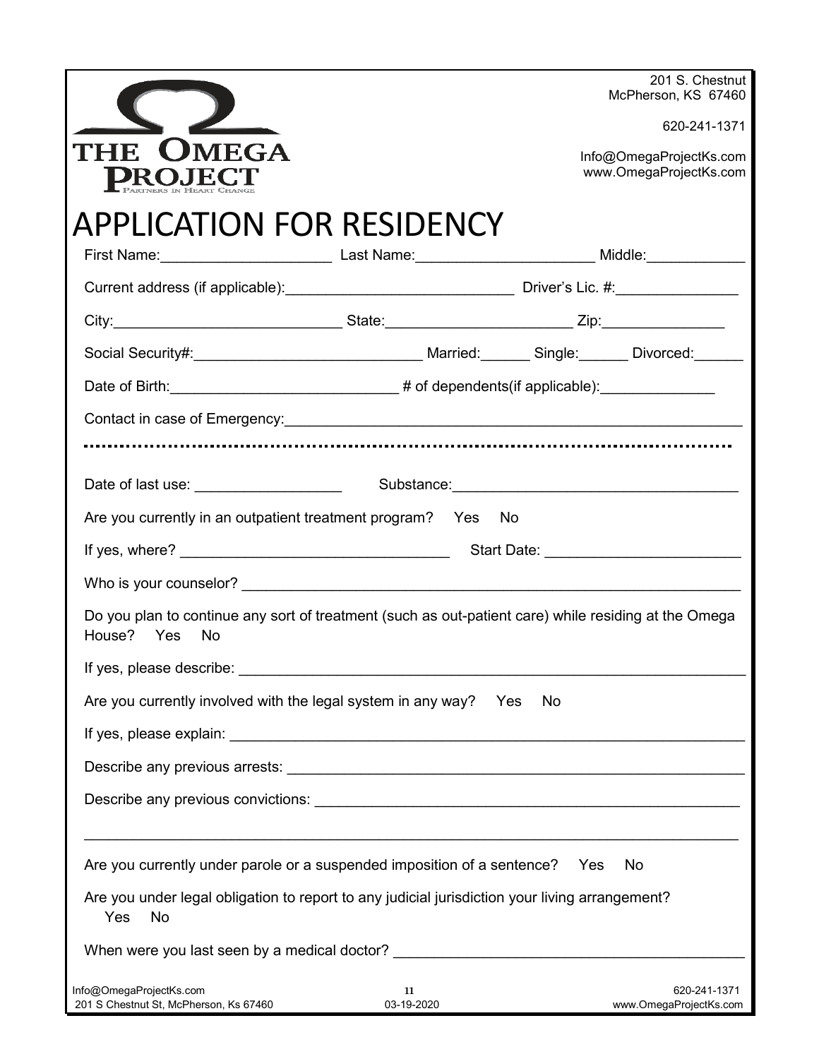THE OMEGA PROJECT
PARTNERS IN HEART CHANGE

201 S. Chestnut
McPherson, KS 67460

620-241-1371

Info@OmegaProjectKs.com
www.OmegaProjectKs.com

# APPLICATION FOR RESIDENCY

First Name:____________________ Last Name:______________________ Middle:____________

Current address (if applicable):____________________________ Driver's Lic. #:_______________

City:____________________________ State:______________________ Zip:_______________

Social Security#:____________________________ Married:______ Single:______ Divorced:______

Date of Birth:____________________________ # of dependents(if applicable):______________

Contact in case of Emergency:________________________________________________________

.................................................................................................................

Date of last use: __________________ Substance:___________________________________

Are you currently in an outpatient treatment program? Yes No

If yes, where? _________________________________ Start Date: ________________________

Who is your counselor? ______________________________________________________________

Do you plan to continue any sort of treatment (such as out-patient care) while residing at the Omega House? Yes No

If yes, please describe: ______________________________________________________________

Are you currently involved with the legal system in any way? Yes No

If yes, please explain: _______________________________________________________________

Describe any previous arrests: _________________________________________________________

Describe any previous convictions: _____________________________________________________

______________________________________________________________________________

Are you currently under parole or a suspended imposition of a sentence? Yes No

Are you under legal obligation to report to any judicial jurisdiction your living arrangement? Yes No

When were you last seen by a medical doctor? ___________________________________________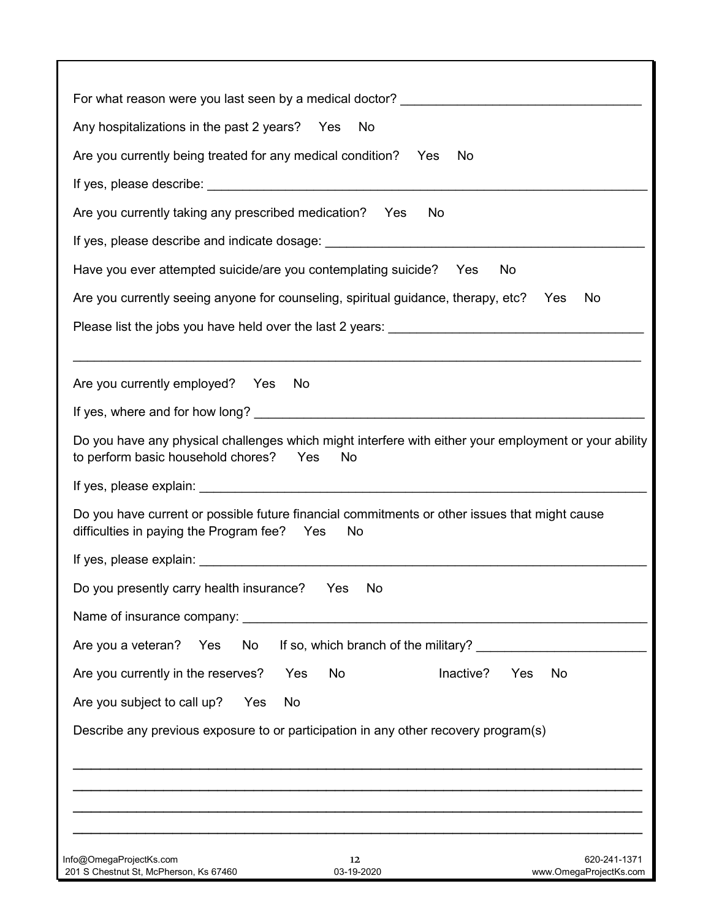For what reason were you last seen by a medical doctor? ________________________________

Any hospitalizations in the past 2 years? Yes No

Are you currently being treated for any medical condition? Yes No

If yes, please describe: ____________________________________________________________

Are you currently taking any prescribed medication? Yes No

If yes, please describe and indicate dosage: _____________________________________________

Have you ever attempted suicide/are you contemplating suicide? Yes No

Are you currently seeing anyone for counseling, spiritual guidance, therapy, etc? Yes No

Please list the jobs you have held over the last 2 years: __________________________________

_______________________________________________________________________________

Are you currently employed? Yes No

If yes, where and for how long? ______________________________________________________

Do you have any physical challenges which might interfere with either your employment or your ability to perform basic household chores? Yes No

If yes, please explain: ______________________________________________________________

Do you have current or possible future financial commitments or other issues that might cause difficulties in paying the Program fee? Yes No

If yes, please explain: ______________________________________________________________

Do you presently carry health insurance? Yes No

Name of insurance company: _________________________________________________________

Are you a veteran? Yes No If so, which branch of the military? ______________________

Are you currently in the reserves? Yes No Inactive? Yes No

Are you subject to call up? Yes No

Describe any previous exposure to or participation in any other recovery program(s)

_______________________________________________________________________________

_______________________________________________________________________________

_______________________________________________________________________________

_______________________________________________________________________________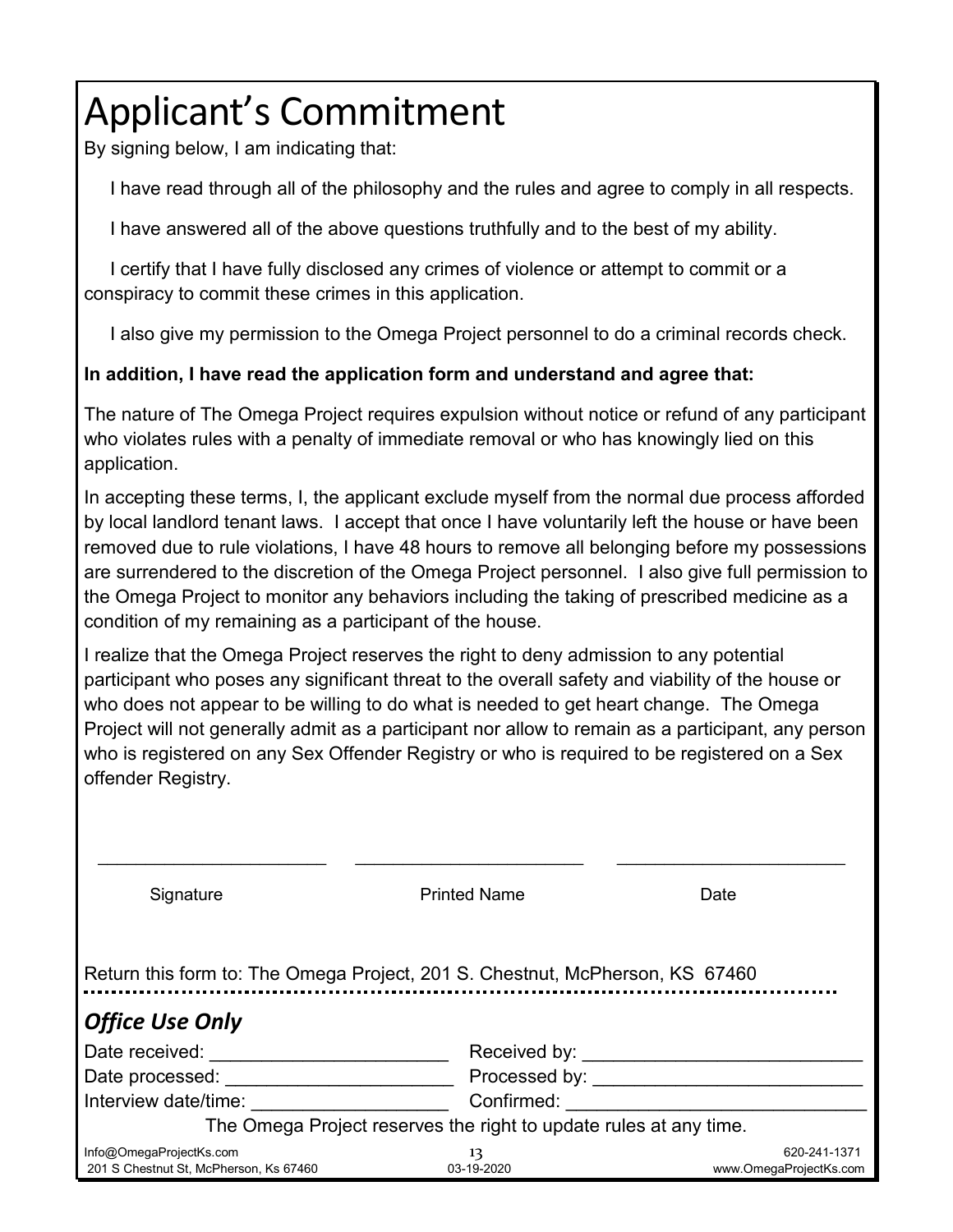# Applicant's Commitment

By signing below, I am indicating that:

I have read through all of the philosophy and the rules and agree to comply in all respects.

I have answered all of the above questions truthfully and to the best of my ability.

I certify that I have fully disclosed any crimes of violence or attempt to commit or a conspiracy to commit these crimes in this application.

I also give my permission to the Omega Project personnel to do a criminal records check.

**In addition, I have read the application form and understand and agree that:**

The nature of The Omega Project requires expulsion without notice or refund of any participant who violates rules with a penalty of immediate removal or who has knowingly lied on this application.

In accepting these terms, I, the applicant exclude myself from the normal due process afforded by local landlord tenant laws. I accept that once I have voluntarily left the house or have been removed due to rule violations, I have 48 hours to remove all belonging before my possessions are surrendered to the discretion of the Omega Project personnel. I also give full permission to the Omega Project to monitor any behaviors including the taking of prescribed medicine as a condition of my remaining as a participant of the house.

I realize that the Omega Project reserves the right to deny admission to any potential participant who poses any significant threat to the overall safety and viability of the house or who does not appear to be willing to do what is needed to get heart change. The Omega Project will not generally admit as a participant nor allow to remain as a participant, any person who is registered on any Sex Offender Registry or who is required to be registered on a Sex offender Registry.

______________________ ______________________ ______________________

Signature Printed Name Date

Return this form to: The Omega Project, 201 S. Chestnut, McPherson, KS 67460

## *Office Use Only*

Date received: ______________________ Received by: ______________________

Date processed: ______________________ Processed by: ______________________

Interview date/time: ______________________ Confirmed: ______________________

The Omega Project reserves the right to update rules at any time.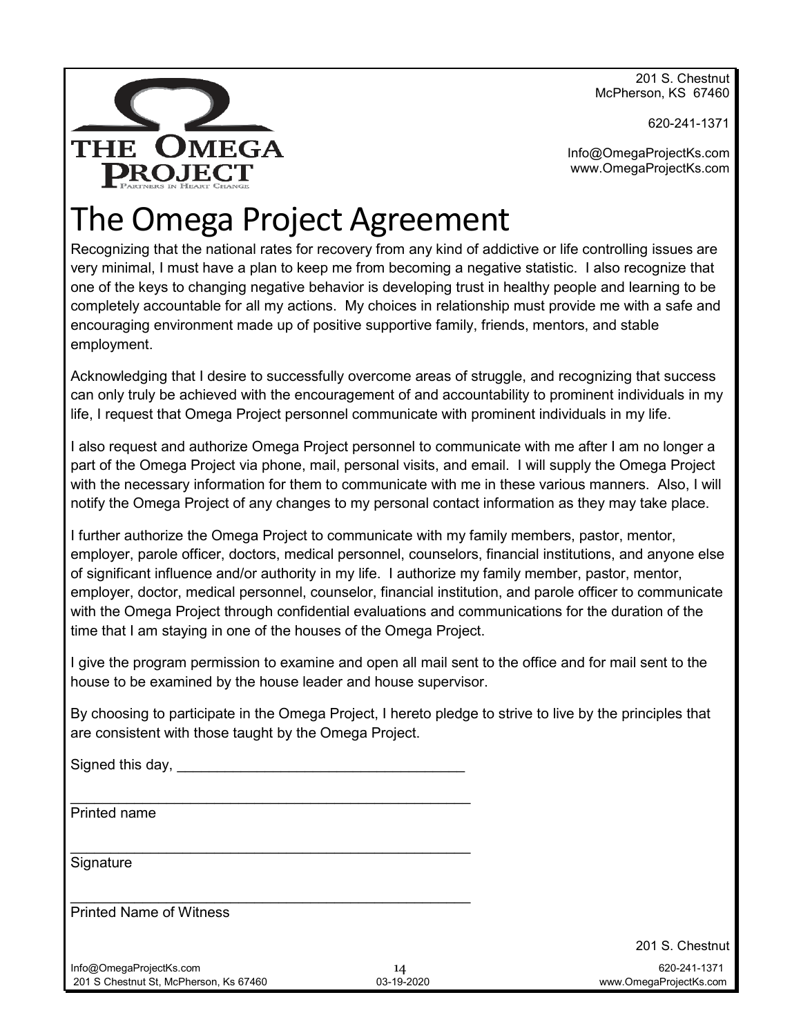201 S. Chestnut
McPherson, KS 67460

620-241-1371

Info@OmegaProjectKs.com
www.OmegaProjectKs.com

# The Omega Project Agreement

Recognizing that the national rates for recovery from any kind of addictive or life controlling issues are very minimal, I must have a plan to keep me from becoming a negative statistic. I also recognize that one of the keys to changing negative behavior is developing trust in healthy people and learning to be completely accountable for all my actions. My choices in relationship must provide me with a safe and encouraging environment made up of positive supportive family, friends, mentors, and stable employment.

Acknowledging that I desire to successfully overcome areas of struggle, and recognizing that success can only truly be achieved with the encouragement of and accountability to prominent individuals in my life, I request that Omega Project personnel communicate with prominent individuals in my life.

I also request and authorize Omega Project personnel to communicate with me after I am no longer a part of the Omega Project via phone, mail, personal visits, and email. I will supply the Omega Project with the necessary information for them to communicate with me in these various manners. Also, I will notify the Omega Project of any changes to my personal contact information as they may take place.

I further authorize the Omega Project to communicate with my family members, pastor, mentor, employer, parole officer, doctors, medical personnel, counselors, financial institutions, and anyone else of significant influence and/or authority in my life. I authorize my family member, pastor, mentor, employer, doctor, medical personnel, counselor, financial institution, and parole officer to communicate with the Omega Project through confidential evaluations and communications for the duration of the time that I am staying in one of the houses of the Omega Project.

I give the program permission to examine and open all mail sent to the office and for mail sent to the house to be examined by the house leader and house supervisor.

By choosing to participate in the Omega Project, I hereto pledge to strive to live by the principles that are consistent with those taught by the Omega Project.

Signed this day, ___________________________________

___________________________________________________
Printed name

___________________________________________________
Signature

___________________________________________________
Printed Name of Witness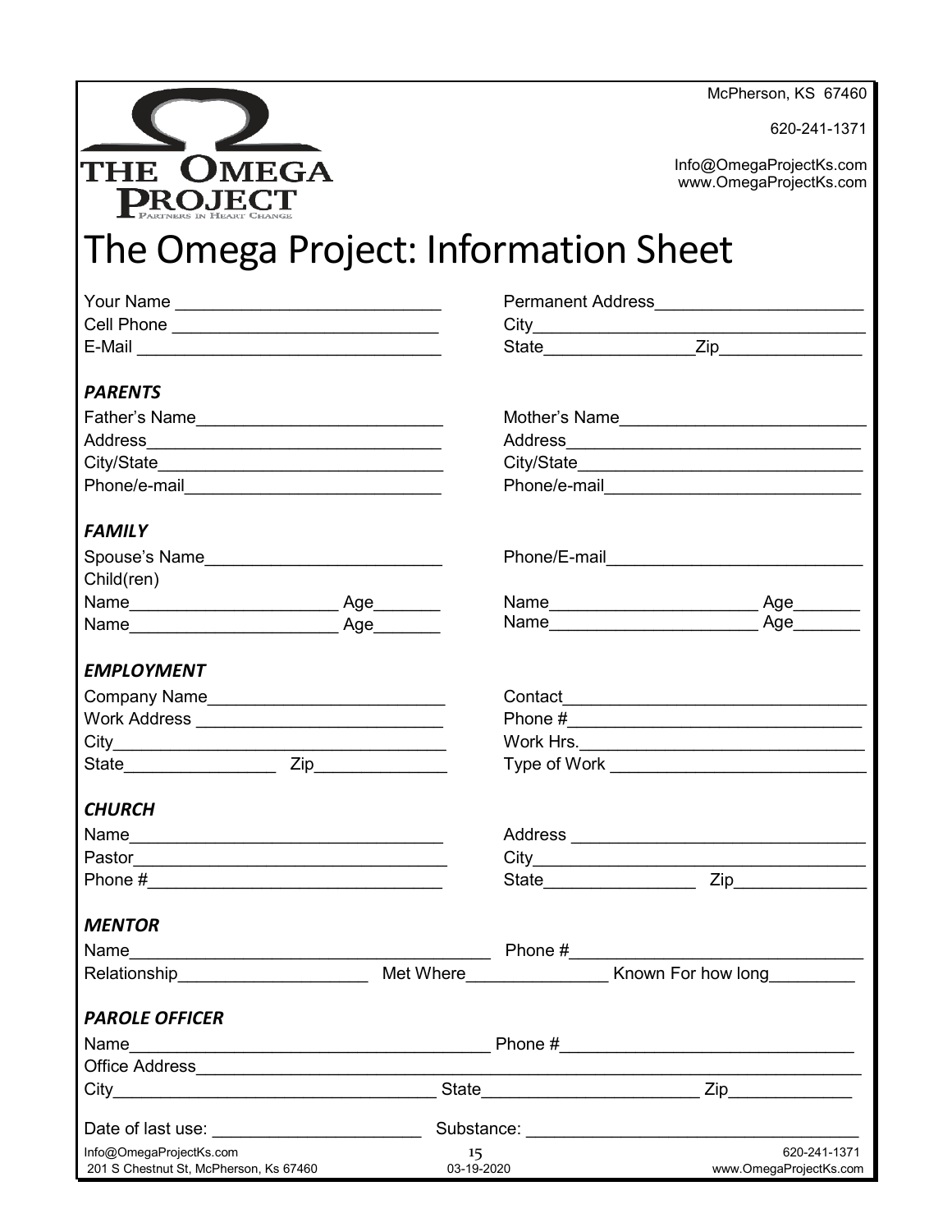THE OMEGA PROJECT
PARTNERS IN HEART CHANGE

McPherson, KS 67460

620-241-1371

Info@OmegaProjectKs.com
www.OmegaProjectKs.com

# The Omega Project: Information Sheet

Your Name ___________________________

Cell Phone ___________________________

E-Mail ______________________________

Permanent Address_____________________

City_________________________________

State_______________Zip______________

### *PARENTS*

Father's Name_________________________

Address_____________________________

City/State___________________________

Phone/e-mail__________________________

Mother's Name_________________________

Address_____________________________

City/State___________________________

Phone/e-mail__________________________

### *FAMILY*

Spouse's Name________________________

Phone/E-mail__________________________

Child(ren)

Name_____________________ Age_______

Name_____________________ Age_______

Name_____________________ Age_______

Name_____________________ Age_______

### *EMPLOYMENT*

Company Name________________________

Work Address _________________________

City_________________________________

State_______________ Zip_____________

Contact______________________________

Phone #______________________________

Work Hrs.____________________________

Type of Work _________________________

### *CHURCH*

Name________________________________

Pastor_______________________________

Phone #______________________________

Address _____________________________

City_________________________________

State_______________ Zip_____________

### *MENTOR*

Name_____________________________________ Phone #______________________________

Relationship___________________ Met Where______________ Known For how long_________

### *PAROLE OFFICER*

Name_____________________________________ Phone #______________________________

Office Address__________________________________________________________________

City_________________________________ State______________________ Zip____________

Date of last use: ______________________ Substance: ___________________________________

Info@OmegaProjectKs.com
201 S Chestnut St, McPherson, Ks 67460

03-19-2020

620-241-1371
www.OmegaProjectKs.com